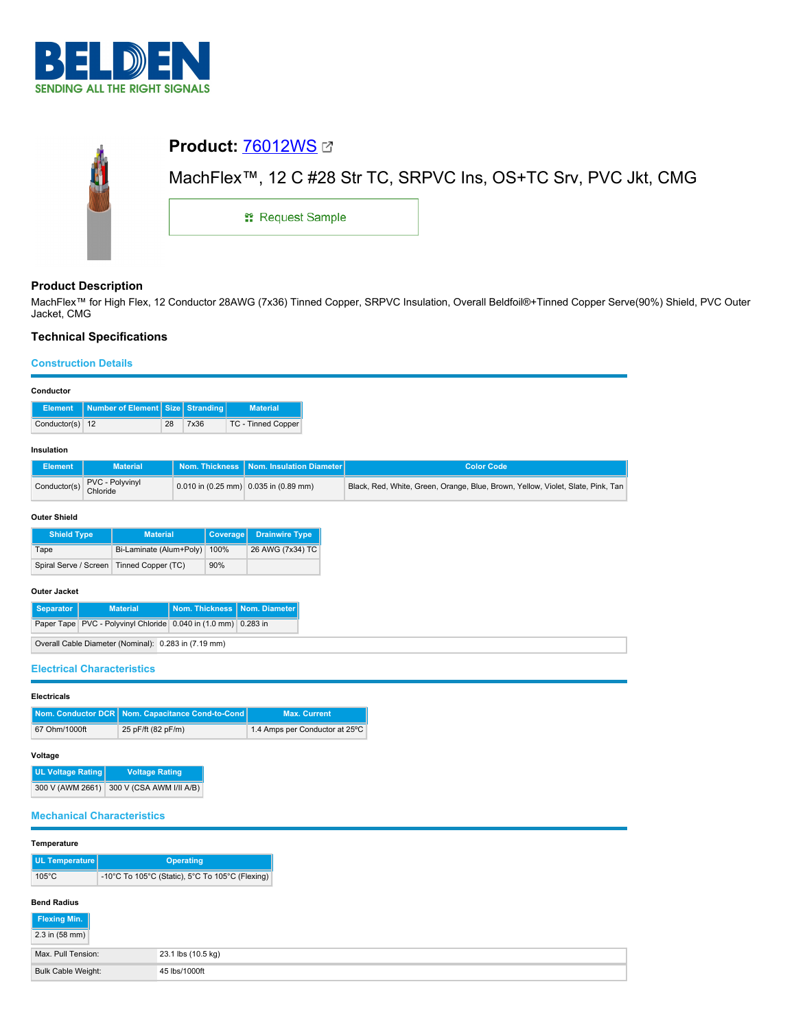# Product: 76012WS

MachFlex™, 12 C #28 Str TC, SRPVC Ins, OS+TC Srv, PVC Jkt, CMG

Request Sample

## Product Description

MachFlex™ for High Flex, 12 Conductor 28AWG (7x36) Tinned Copper, SRPVC Insulation, Overall Beldfoil®+Tinned Copper Serve(90%) Shield, PVC Outer Jacket, CMG

## Technical Specifications

### Construction Details

**Conductor**

| Element | Number of Element | Size | Stranding | Material |
|---|---|---|---|---|
| Conductor(s) | 12 | 28 | 7x36 | TC - Tinned Copper |

**Insulation**

| Element | Material | Nom. Thickness | Nom. Insulation Diameter | Color Code |
|---|---|---|---|---|
| Conductor(s) | PVC - Polyvinyl Chloride | 0.010 in (0.25 mm) | 0.035 in (0.89 mm) | Black, Red, White, Green, Orange, Blue, Brown, Yellow, Violet, Slate, Pink, Tan |

**Outer Shield**

| Shield Type | Material | Coverage | Drainwire Type |
|---|---|---|---|
| Tape | Bi-Laminate (Alum+Poly) | 100% | 26 AWG (7x34) TC |
| Spiral Serve / Screen | Tinned Copper (TC) | 90% | |

**Outer Jacket**

| Separator | Material | Nom. Thickness | Nom. Diameter |
|---|---|---|---|
| Paper Tape | PVC - Polyvinyl Chloride | 0.040 in (1.0 mm) | 0.283 in |

| Overall Cable Diameter (Nominal): | 0.283 in (7.19 mm) |
|---|---|

### Electrical Characteristics

**Electricals**

| Nom. Conductor DCR | Nom. Capacitance Cond-to-Cond | Max. Current |
|---|---|---|
| 67 Ohm/1000ft | 25 pF/ft (82 pF/m) | 1.4 Amps per Conductor at 25ºC |

**Voltage**

| UL Voltage Rating | Voltage Rating |
|---|---|
| 300 V (AWM 2661) | 300 V (CSA AWM I/II A/B) |

### Mechanical Characteristics

**Temperature**

| UL Temperature | Operating |
|---|---|
| 105°C | -10°C To 105°C (Static), 5°C To 105°C (Flexing) |

**Bend Radius**

| Flexing Min. |
|---|
| 2.3 in (58 mm) |

| Max. Pull Tension: | 23.1 lbs (10.5 kg) |
|---|---|
| Bulk Cable Weight: | 45 lbs/1000ft |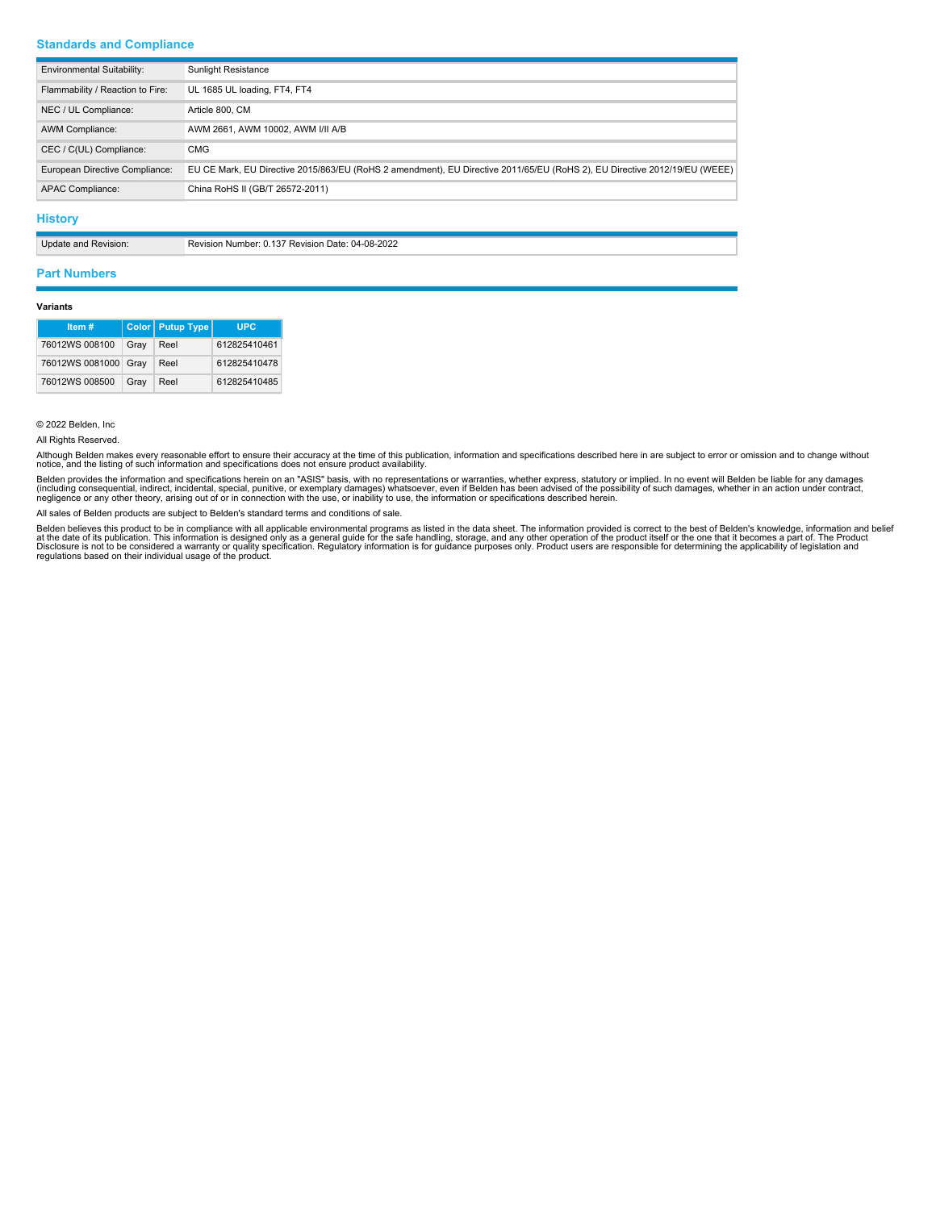## Standards and Compliance

| | |
|---|---|
| Environmental Suitability: | Sunlight Resistance |
| Flammability / Reaction to Fire: | UL 1685 UL loading, FT4, FT4 |
| NEC / UL Compliance: | Article 800, CM |
| AWM Compliance: | AWM 2661, AWM 10002, AWM I/II A/B |
| CEC / C(UL) Compliance: | CMG |
| European Directive Compliance: | EU CE Mark, EU Directive 2015/863/EU (RoHS 2 amendment), EU Directive 2011/65/EU (RoHS 2), EU Directive 2012/19/EU (WEEE) |
| APAC Compliance: | China RoHS II (GB/T 26572-2011) |

## History

| | |
|---|---|
| Update and Revision: | Revision Number: 0.137 Revision Date: 04-08-2022 |

## Part Numbers

**Variants**

| Item # | Color | Putup Type | UPC |
|---|---|---|---|
| 76012WS 008100 | Gray | Reel | 612825410461 |
| 76012WS 0081000 | Gray | Reel | 612825410478 |
| 76012WS 008500 | Gray | Reel | 612825410485 |

© 2022 Belden, Inc

All Rights Reserved.

Although Belden makes every reasonable effort to ensure their accuracy at the time of this publication, information and specifications described here in are subject to error or omission and to change without notice, and the listing of such information and specifications does not ensure product availability.

Belden provides the information and specifications herein on an "ASIS" basis, with no representations or warranties, whether express, statutory or implied. In no event will Belden be liable for any damages (including consequential, indirect, incidental, special, punitive, or exemplary damages) whatsoever, even if Belden has been advised of the possibility of such damages, whether in an action under contract, negligence or any other theory, arising out of or in connection with the use, or inability to use, the information or specifications described herein.

All sales of Belden products are subject to Belden's standard terms and conditions of sale.

Belden believes this product to be in compliance with all applicable environmental programs as listed in the data sheet. The information provided is correct to the best of Belden's knowledge, information and belief at the date of its publication. This information is designed only as a general guide for the safe handling, storage, and any other operation of the product itself or the one that it becomes a part of. The Product Disclosure is not to be considered a warranty or quality specification. Regulatory information is for guidance purposes only. Product users are responsible for determining the applicability of legislation and regulations based on their individual usage of the product.